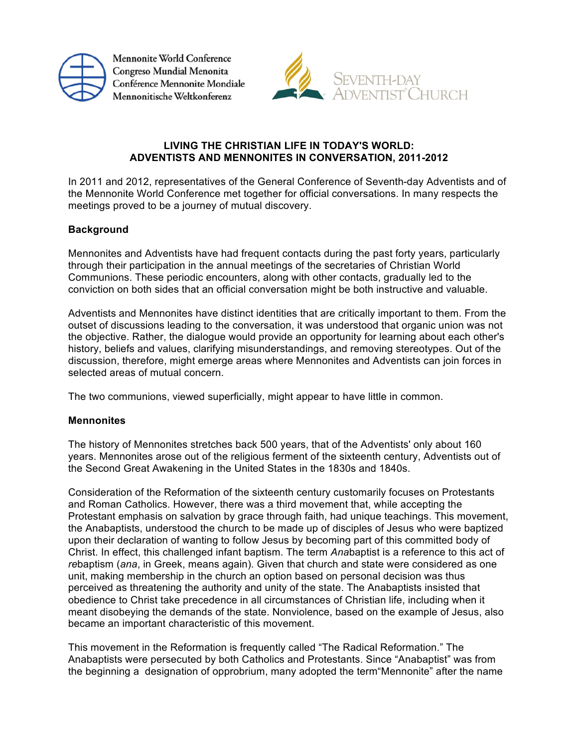Mennonite World Conference
Congreso Mundial Menonita
Conférence Mennonite Mondiale
Mennonitische Weltkonferenz

SEVENTH-DAY ADVENTIST CHURCH

# LIVING THE CHRISTIAN LIFE IN TODAY'S WORLD: ADVENTISTS AND MENNONITES IN CONVERSATION, 2011-2012

In 2011 and 2012, representatives of the General Conference of Seventh-day Adventists and of the Mennonite World Conference met together for official conversations. In many respects the meetings proved to be a journey of mutual discovery.

## Background

Mennonites and Adventists have had frequent contacts during the past forty years, particularly through their participation in the annual meetings of the secretaries of Christian World Communions. These periodic encounters, along with other contacts, gradually led to the conviction on both sides that an official conversation might be both instructive and valuable.

Adventists and Mennonites have distinct identities that are critically important to them. From the outset of discussions leading to the conversation, it was understood that organic union was not the objective. Rather, the dialogue would provide an opportunity for learning about each other's history, beliefs and values, clarifying misunderstandings, and removing stereotypes. Out of the discussion, therefore, might emerge areas where Mennonites and Adventists can join forces in selected areas of mutual concern.

The two communions, viewed superficially, might appear to have little in common.

## Mennonites

The history of Mennonites stretches back 500 years, that of the Adventists' only about 160 years. Mennonites arose out of the religious ferment of the sixteenth century, Adventists out of the Second Great Awakening in the United States in the 1830s and 1840s.

Consideration of the Reformation of the sixteenth century customarily focuses on Protestants and Roman Catholics. However, there was a third movement that, while accepting the Protestant emphasis on salvation by grace through faith, had unique teachings. This movement, the Anabaptists, understood the church to be made up of disciples of Jesus who were baptized upon their declaration of wanting to follow Jesus by becoming part of this committed body of Christ. In effect, this challenged infant baptism. The term *Ana*baptist is a reference to this act of *re*baptism (*ana*, in Greek, means again). Given that church and state were considered as one unit, making membership in the church an option based on personal decision was thus perceived as threatening the authority and unity of the state. The Anabaptists insisted that obedience to Christ take precedence in all circumstances of Christian life, including when it meant disobeying the demands of the state. Nonviolence, based on the example of Jesus, also became an important characteristic of this movement.

This movement in the Reformation is frequently called "The Radical Reformation." The Anabaptists were persecuted by both Catholics and Protestants. Since "Anabaptist" was from the beginning a designation of opprobrium, many adopted the term"Mennonite" after the name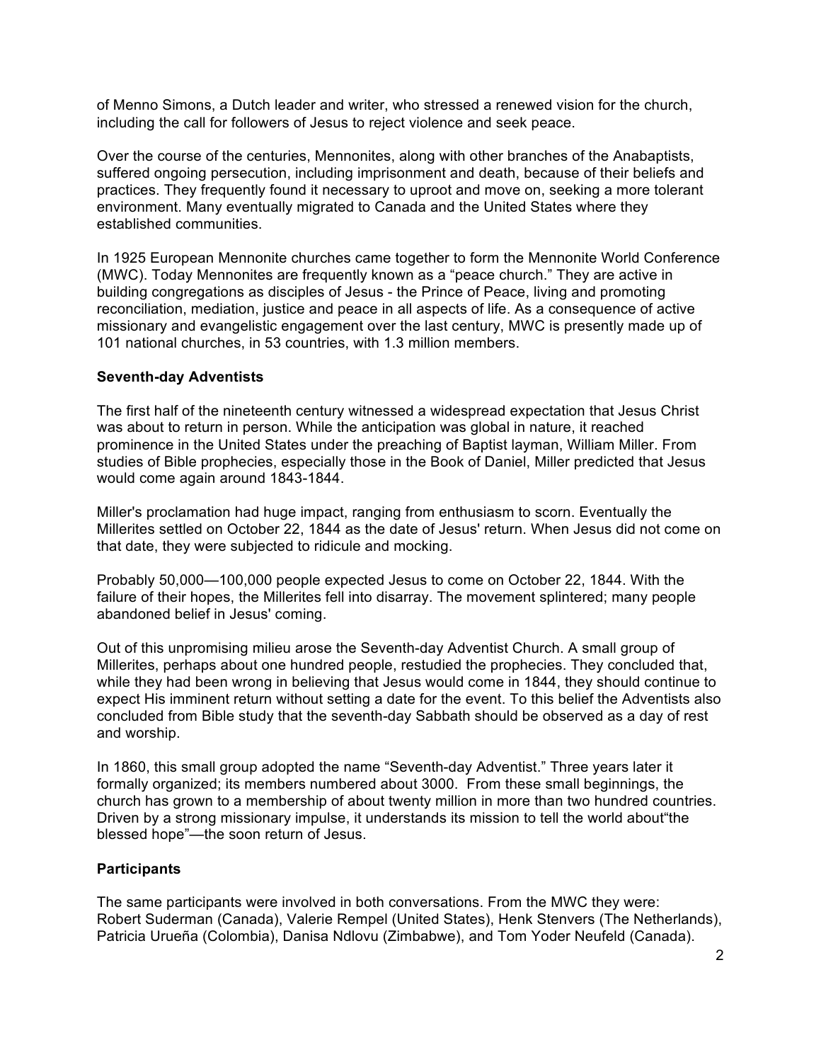of Menno Simons, a Dutch leader and writer, who stressed a renewed vision for the church, including the call for followers of Jesus to reject violence and seek peace.

Over the course of the centuries, Mennonites, along with other branches of the Anabaptists, suffered ongoing persecution, including imprisonment and death, because of their beliefs and practices. They frequently found it necessary to uproot and move on, seeking a more tolerant environment. Many eventually migrated to Canada and the United States where they established communities.

In 1925 European Mennonite churches came together to form the Mennonite World Conference (MWC). Today Mennonites are frequently known as a "peace church." They are active in building congregations as disciples of Jesus - the Prince of Peace, living and promoting reconciliation, mediation, justice and peace in all aspects of life. As a consequence of active missionary and evangelistic engagement over the last century, MWC is presently made up of 101 national churches, in 53 countries, with 1.3 million members.

**Seventh-day Adventists**

The first half of the nineteenth century witnessed a widespread expectation that Jesus Christ was about to return in person. While the anticipation was global in nature, it reached prominence in the United States under the preaching of Baptist layman, William Miller. From studies of Bible prophecies, especially those in the Book of Daniel, Miller predicted that Jesus would come again around 1843-1844.

Miller's proclamation had huge impact, ranging from enthusiasm to scorn. Eventually the Millerites settled on October 22, 1844 as the date of Jesus' return. When Jesus did not come on that date, they were subjected to ridicule and mocking.

Probably 50,000—100,000 people expected Jesus to come on October 22, 1844. With the failure of their hopes, the Millerites fell into disarray. The movement splintered; many people abandoned belief in Jesus' coming.

Out of this unpromising milieu arose the Seventh-day Adventist Church. A small group of Millerites, perhaps about one hundred people, restudied the prophecies. They concluded that, while they had been wrong in believing that Jesus would come in 1844, they should continue to expect His imminent return without setting a date for the event. To this belief the Adventists also concluded from Bible study that the seventh-day Sabbath should be observed as a day of rest and worship.

In 1860, this small group adopted the name "Seventh-day Adventist." Three years later it formally organized; its members numbered about 3000. From these small beginnings, the church has grown to a membership of about twenty million in more than two hundred countries. Driven by a strong missionary impulse, it understands its mission to tell the world about"the blessed hope"—the soon return of Jesus.

**Participants**

The same participants were involved in both conversations. From the MWC they were: Robert Suderman (Canada), Valerie Rempel (United States), Henk Stenvers (The Netherlands), Patricia Urueña (Colombia), Danisa Ndlovu (Zimbabwe), and Tom Yoder Neufeld (Canada).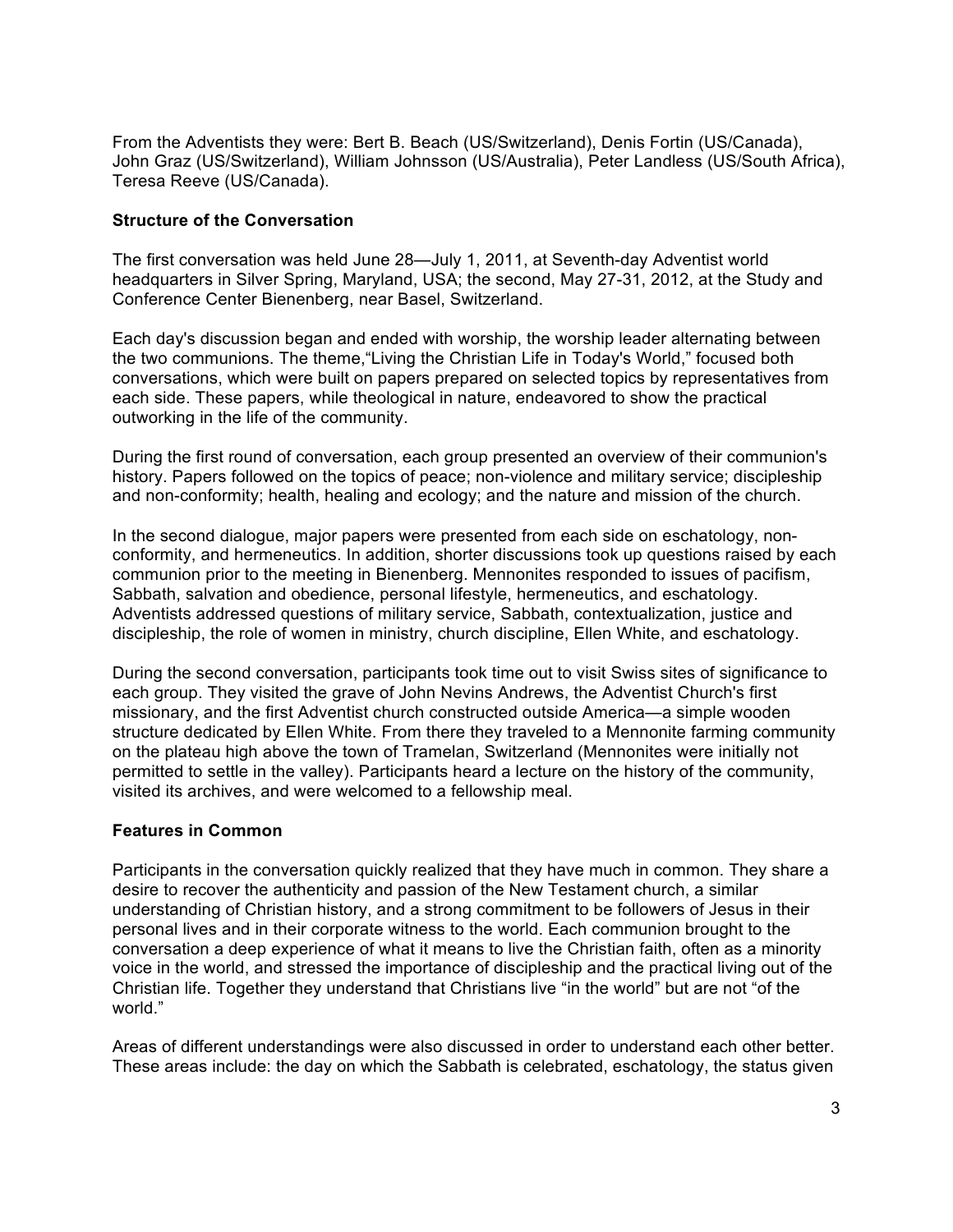From the Adventists they were: Bert B. Beach (US/Switzerland), Denis Fortin (US/Canada), John Graz (US/Switzerland), William Johnsson (US/Australia), Peter Landless (US/South Africa), Teresa Reeve (US/Canada).

**Structure of the Conversation**

The first conversation was held June 28—July 1, 2011, at Seventh-day Adventist world headquarters in Silver Spring, Maryland, USA; the second, May 27-31, 2012, at the Study and Conference Center Bienenberg, near Basel, Switzerland.

Each day's discussion began and ended with worship, the worship leader alternating between the two communions. The theme,"Living the Christian Life in Today's World," focused both conversations, which were built on papers prepared on selected topics by representatives from each side. These papers, while theological in nature, endeavored to show the practical outworking in the life of the community.

During the first round of conversation, each group presented an overview of their communion's history. Papers followed on the topics of peace; non-violence and military service; discipleship and non-conformity; health, healing and ecology; and the nature and mission of the church.

In the second dialogue, major papers were presented from each side on eschatology, non-conformity, and hermeneutics. In addition, shorter discussions took up questions raised by each communion prior to the meeting in Bienenberg. Mennonites responded to issues of pacifism, Sabbath, salvation and obedience, personal lifestyle, hermeneutics, and eschatology. Adventists addressed questions of military service, Sabbath, contextualization, justice and discipleship, the role of women in ministry, church discipline, Ellen White, and eschatology.

During the second conversation, participants took time out to visit Swiss sites of significance to each group. They visited the grave of John Nevins Andrews, the Adventist Church's first missionary, and the first Adventist church constructed outside America—a simple wooden structure dedicated by Ellen White. From there they traveled to a Mennonite farming community on the plateau high above the town of Tramelan, Switzerland (Mennonites were initially not permitted to settle in the valley). Participants heard a lecture on the history of the community, visited its archives, and were welcomed to a fellowship meal.

**Features in Common**

Participants in the conversation quickly realized that they have much in common. They share a desire to recover the authenticity and passion of the New Testament church, a similar understanding of Christian history, and a strong commitment to be followers of Jesus in their personal lives and in their corporate witness to the world. Each communion brought to the conversation a deep experience of what it means to live the Christian faith, often as a minority voice in the world, and stressed the importance of discipleship and the practical living out of the Christian life. Together they understand that Christians live "in the world" but are not "of the world."

Areas of different understandings were also discussed in order to understand each other better. These areas include: the day on which the Sabbath is celebrated, eschatology, the status given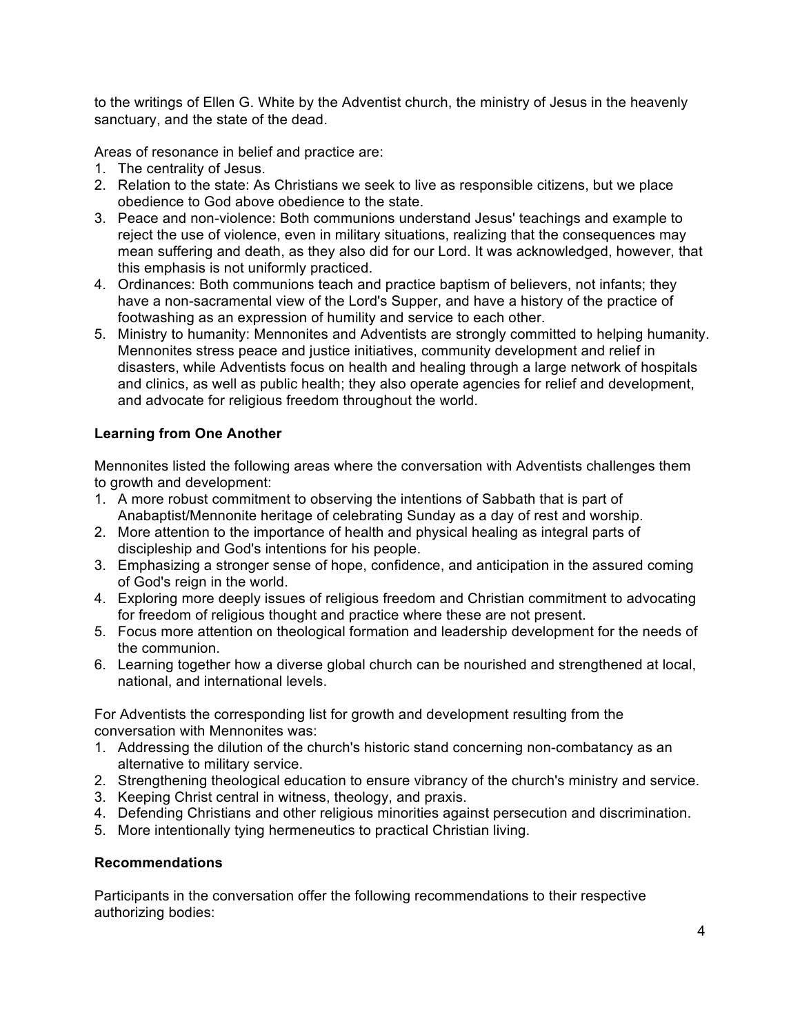to the writings of Ellen G. White by the Adventist church, the ministry of Jesus in the heavenly sanctuary, and the state of the dead.

Areas of resonance in belief and practice are:

1. The centrality of Jesus.
2. Relation to the state: As Christians we seek to live as responsible citizens, but we place obedience to God above obedience to the state.
3. Peace and non-violence: Both communions understand Jesus' teachings and example to reject the use of violence, even in military situations, realizing that the consequences may mean suffering and death, as they also did for our Lord. It was acknowledged, however, that this emphasis is not uniformly practiced.
4. Ordinances: Both communions teach and practice baptism of believers, not infants; they have a non-sacramental view of the Lord's Supper, and have a history of the practice of footwashing as an expression of humility and service to each other.
5. Ministry to humanity: Mennonites and Adventists are strongly committed to helping humanity. Mennonites stress peace and justice initiatives, community development and relief in disasters, while Adventists focus on health and healing through a large network of hospitals and clinics, as well as public health; they also operate agencies for relief and development, and advocate for religious freedom throughout the world.

**Learning from One Another**

Mennonites listed the following areas where the conversation with Adventists challenges them to growth and development:

1. A more robust commitment to observing the intentions of Sabbath that is part of Anabaptist/Mennonite heritage of celebrating Sunday as a day of rest and worship.
2. More attention to the importance of health and physical healing as integral parts of discipleship and God's intentions for his people.
3. Emphasizing a stronger sense of hope, confidence, and anticipation in the assured coming of God's reign in the world.
4. Exploring more deeply issues of religious freedom and Christian commitment to advocating for freedom of religious thought and practice where these are not present.
5. Focus more attention on theological formation and leadership development for the needs of the communion.
6. Learning together how a diverse global church can be nourished and strengthened at local, national, and international levels.

For Adventists the corresponding list for growth and development resulting from the conversation with Mennonites was:

1. Addressing the dilution of the church's historic stand concerning non-combatancy as an alternative to military service.
2. Strengthening theological education to ensure vibrancy of the church's ministry and service.
3. Keeping Christ central in witness, theology, and praxis.
4. Defending Christians and other religious minorities against persecution and discrimination.
5. More intentionally tying hermeneutics to practical Christian living.

**Recommendations**

Participants in the conversation offer the following recommendations to their respective authorizing bodies: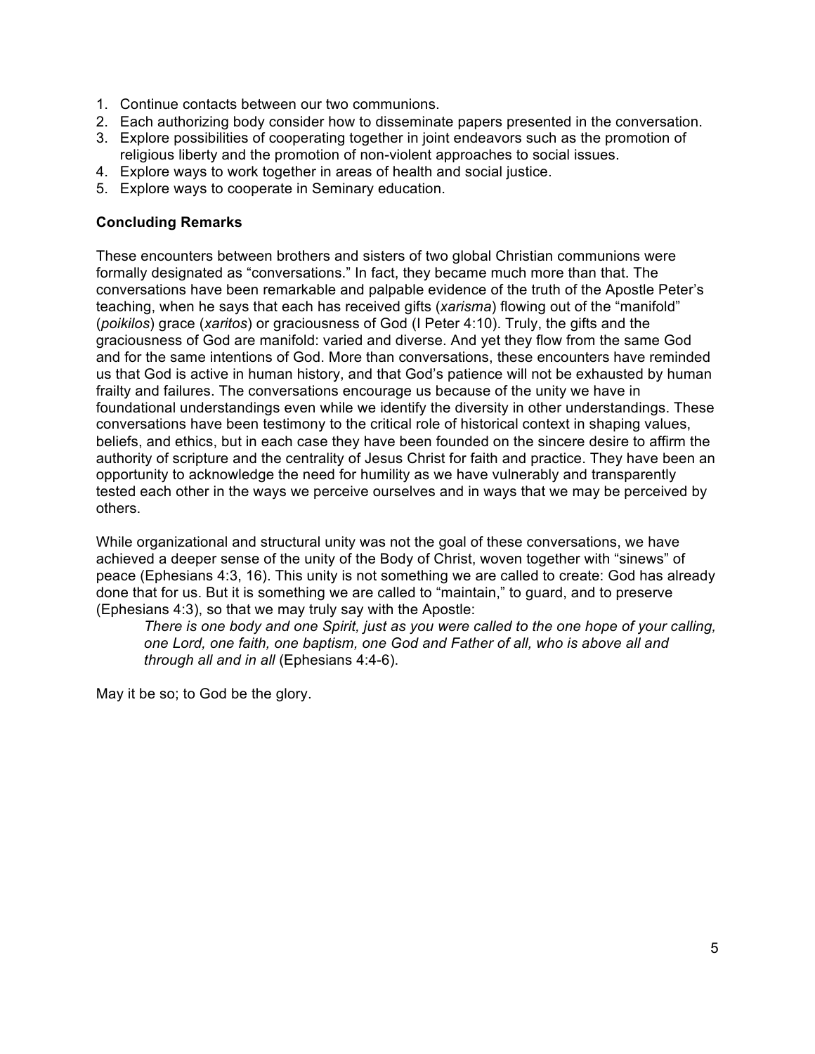1. Continue contacts between our two communions.
2. Each authorizing body consider how to disseminate papers presented in the conversation.
3. Explore possibilities of cooperating together in joint endeavors such as the promotion of religious liberty and the promotion of non-violent approaches to social issues.
4. Explore ways to work together in areas of health and social justice.
5. Explore ways to cooperate in Seminary education.

**Concluding Remarks**

These encounters between brothers and sisters of two global Christian communions were formally designated as "conversations." In fact, they became much more than that. The conversations have been remarkable and palpable evidence of the truth of the Apostle Peter's teaching, when he says that each has received gifts (*xarisma*) flowing out of the "manifold" (*poikilos*) grace (*xaritos*) or graciousness of God (I Peter 4:10). Truly, the gifts and the graciousness of God are manifold: varied and diverse. And yet they flow from the same God and for the same intentions of God. More than conversations, these encounters have reminded us that God is active in human history, and that God's patience will not be exhausted by human frailty and failures. The conversations encourage us because of the unity we have in foundational understandings even while we identify the diversity in other understandings. These conversations have been testimony to the critical role of historical context in shaping values, beliefs, and ethics, but in each case they have been founded on the sincere desire to affirm the authority of scripture and the centrality of Jesus Christ for faith and practice. They have been an opportunity to acknowledge the need for humility as we have vulnerably and transparently tested each other in the ways we perceive ourselves and in ways that we may be perceived by others.

While organizational and structural unity was not the goal of these conversations, we have achieved a deeper sense of the unity of the Body of Christ, woven together with "sinews" of peace (Ephesians 4:3, 16). This unity is not something we are called to create: God has already done that for us. But it is something we are called to "maintain," to guard, and to preserve (Ephesians 4:3), so that we may truly say with the Apostle:

> *There is one body and one Spirit, just as you were called to the one hope of your calling, one Lord, one faith, one baptism, one God and Father of all, who is above all and through all and in all* (Ephesians 4:4-6).

May it be so; to God be the glory.